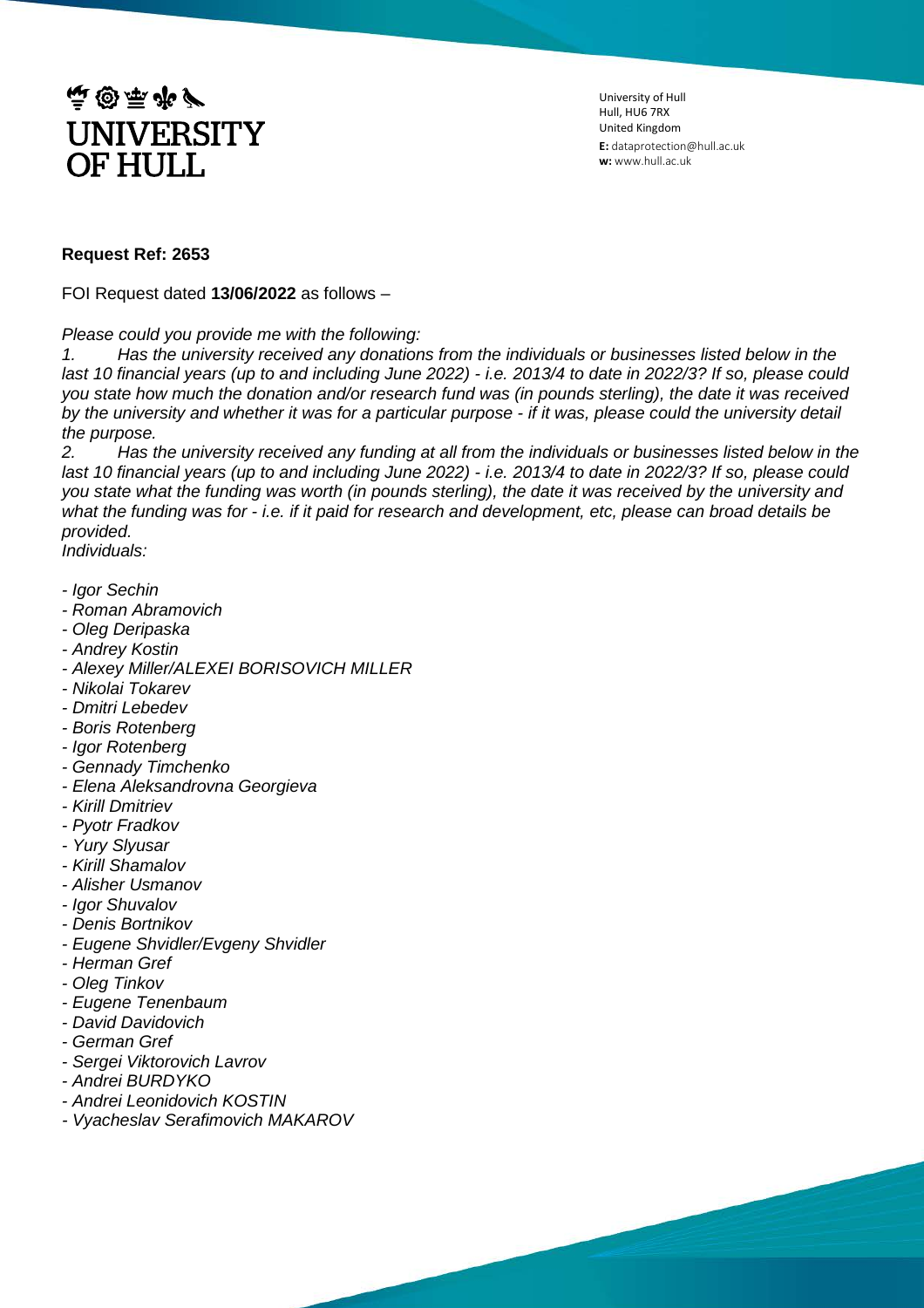University of Hull
Hull, HU6 7RX
United Kingdom
**E:** dataprotection@hull.ac.uk
**w:** www.hull.ac.uk

**Request Ref: 2653**

FOI Request dated **13/06/2022** as follows –

*Please could you provide me with the following:*

*1. Has the university received any donations from the individuals or businesses listed below in the last 10 financial years (up to and including June 2022) - i.e. 2013/4 to date in 2022/3? If so, please could you state how much the donation and/or research fund was (in pounds sterling), the date it was received by the university and whether it was for a particular purpose - if it was, please could the university detail the purpose.*

*2. Has the university received any funding at all from the individuals or businesses listed below in the last 10 financial years (up to and including June 2022) - i.e. 2013/4 to date in 2022/3? If so, please could you state what the funding was worth (in pounds sterling), the date it was received by the university and what the funding was for - i.e. if it paid for research and development, etc, please can broad details be provided.*

*Individuals:*

- *Igor Sechin*
- *Roman Abramovich*
- *Oleg Deripaska*
- *Andrey Kostin*
- *Alexey Miller/ALEXEI BORISOVICH MILLER*
- *Nikolai Tokarev*
- *Dmitri Lebedev*
- *Boris Rotenberg*
- *Igor Rotenberg*
- *Gennady Timchenko*
- *Elena Aleksandrovna Georgieva*
- *Kirill Dmitriev*
- *Pyotr Fradkov*
- *Yury Slyusar*
- *Kirill Shamalov*
- *Alisher Usmanov*
- *Igor Shuvalov*
- *Denis Bortnikov*
- *Eugene Shvidler/Evgeny Shvidler*
- *Herman Gref*
- *Oleg Tinkov*
- *Eugene Tenenbaum*
- *David Davidovich*
- *German Gref*
- *Sergei Viktorovich Lavrov*
- *Andrei BURDYKO*
- *Andrei Leonidovich KOSTIN*
- *Vyacheslav Serafimovich MAKAROV*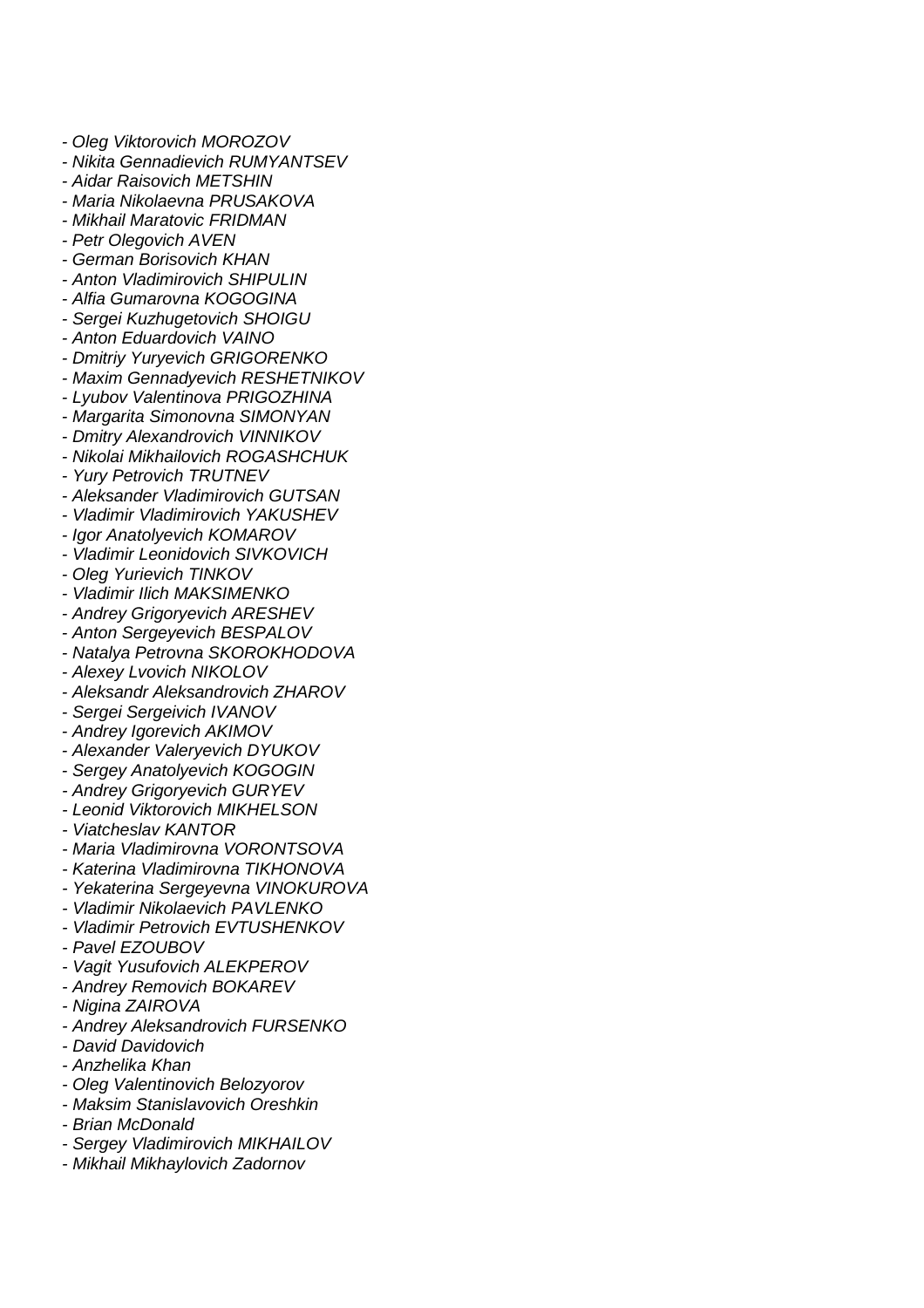- *Oleg Viktorovich MOROZOV*
- *Nikita Gennadievich RUMYANTSEV*
- *Aidar Raisovich METSHIN*
- *Maria Nikolaevna PRUSAKOVA*
- *Mikhail Maratovic FRIDMAN*
- *Petr Olegovich AVEN*
- *German Borisovich KHAN*
- *Anton Vladimirovich SHIPULIN*
- *Alfia Gumarovna KOGOGINA*
- *Sergei Kuzhugetovich SHOIGU*
- *Anton Eduardovich VAINO*
- *Dmitriy Yuryevich GRIGORENKO*
- *Maxim Gennadyevich RESHETNIKOV*
- *Lyubov Valentinova PRIGOZHINA*
- *Margarita Simonovna SIMONYAN*
- *Dmitry Alexandrovich VINNIKOV*
- *Nikolai Mikhailovich ROGASHCHUK*
- *Yury Petrovich TRUTNEV*
- *Aleksander Vladimirovich GUTSAN*
- *Vladimir Vladimirovich YAKUSHEV*
- *Igor Anatolyevich KOMAROV*
- *Vladimir Leonidovich SIVKOVICH*
- *Oleg Yurievich TINKOV*
- *Vladimir Ilich MAKSIMENKO*
- *Andrey Grigoryevich ARESHEV*
- *Anton Sergeyevich BESPALOV*
- *Natalya Petrovna SKOROKHODOVA*
- *Alexey Lvovich NIKOLOV*
- *Aleksandr Aleksandrovich ZHAROV*
- *Sergei Sergeivich IVANOV*
- *Andrey Igorevich AKIMOV*
- *Alexander Valeryevich DYUKOV*
- *Sergey Anatolyevich KOGOGIN*
- *Andrey Grigoryevich GURYEV*
- *Leonid Viktorovich MIKHELSON*
- *Viatcheslav KANTOR*
- *Maria Vladimirovna VORONTSOVA*
- *Katerina Vladimirovna TIKHONOVA*
- *Yekaterina Sergeyevna VINOKUROVA*
- *Vladimir Nikolaevich PAVLENKO*
- *Vladimir Petrovich EVTUSHENKOV*
- *Pavel EZOUBOV*
- *Vagit Yusufovich ALEKPEROV*
- *Andrey Removich BOKAREV*
- *Nigina ZAIROVA*
- *Andrey Aleksandrovich FURSENKO*
- *David Davidovich*
- *Anzhelika Khan*
- *Oleg Valentinovich Belozyorov*
- *Maksim Stanislavovich Oreshkin*
- *Brian McDonald*
- *Sergey Vladimirovich MIKHAILOV*
- *Mikhail Mikhaylovich Zadornov*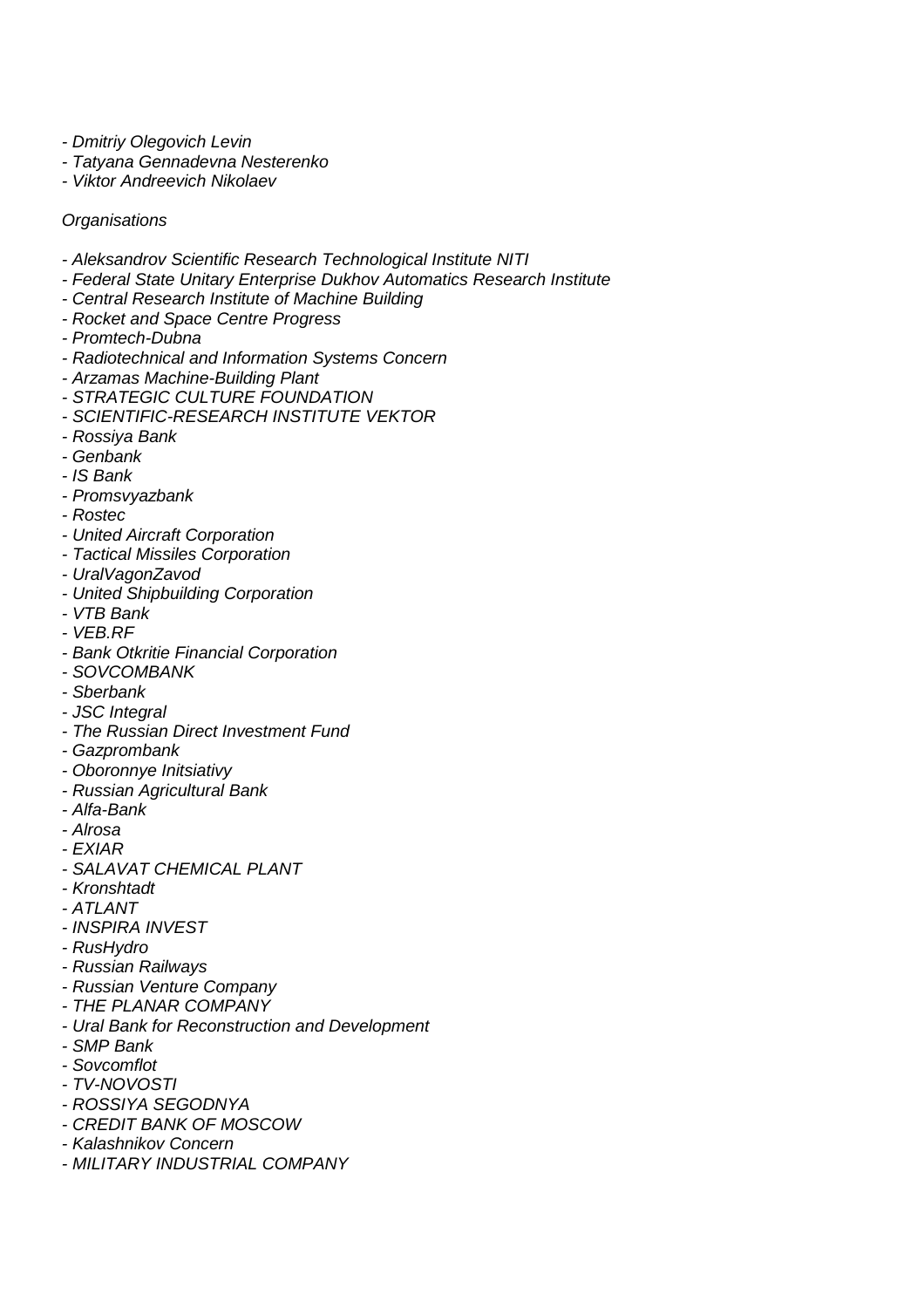- *Dmitriy Olegovich Levin*
- *Tatyana Gennadevna Nesterenko*
- *Viktor Andreevich Nikolaev*

*Organisations*

- *Aleksandrov Scientific Research Technological Institute NITI*
- *Federal State Unitary Enterprise Dukhov Automatics Research Institute*
- *Central Research Institute of Machine Building*
- *Rocket and Space Centre Progress*
- *Promtech-Dubna*
- *Radiotechnical and Information Systems Concern*
- *Arzamas Machine-Building Plant*
- *STRATEGIC CULTURE FOUNDATION*
- *SCIENTIFIC-RESEARCH INSTITUTE VEKTOR*
- *Rossiya Bank*
- *Genbank*
- *IS Bank*
- *Promsvyazbank*
- *Rostec*
- *United Aircraft Corporation*
- *Tactical Missiles Corporation*
- *UralVagonZavod*
- *United Shipbuilding Corporation*
- *VTB Bank*
- *VEB.RF*
- *Bank Otkritie Financial Corporation*
- *SOVCOMBANK*
- *Sberbank*
- *JSC Integral*
- *The Russian Direct Investment Fund*
- *Gazprombank*
- *Oboronnye Initsiativy*
- *Russian Agricultural Bank*
- *Alfa-Bank*
- *Alrosa*
- *EXIAR*
- *SALAVAT CHEMICAL PLANT*
- *Kronshtadt*
- *ATLANT*
- *INSPIRA INVEST*
- *RusHydro*
- *Russian Railways*
- *Russian Venture Company*
- *THE PLANAR COMPANY*
- *Ural Bank for Reconstruction and Development*
- *SMP Bank*
- *Sovcomflot*
- *TV-NOVOSTI*
- *ROSSIYA SEGODNYA*
- *CREDIT BANK OF MOSCOW*
- *Kalashnikov Concern*
- *MILITARY INDUSTRIAL COMPANY*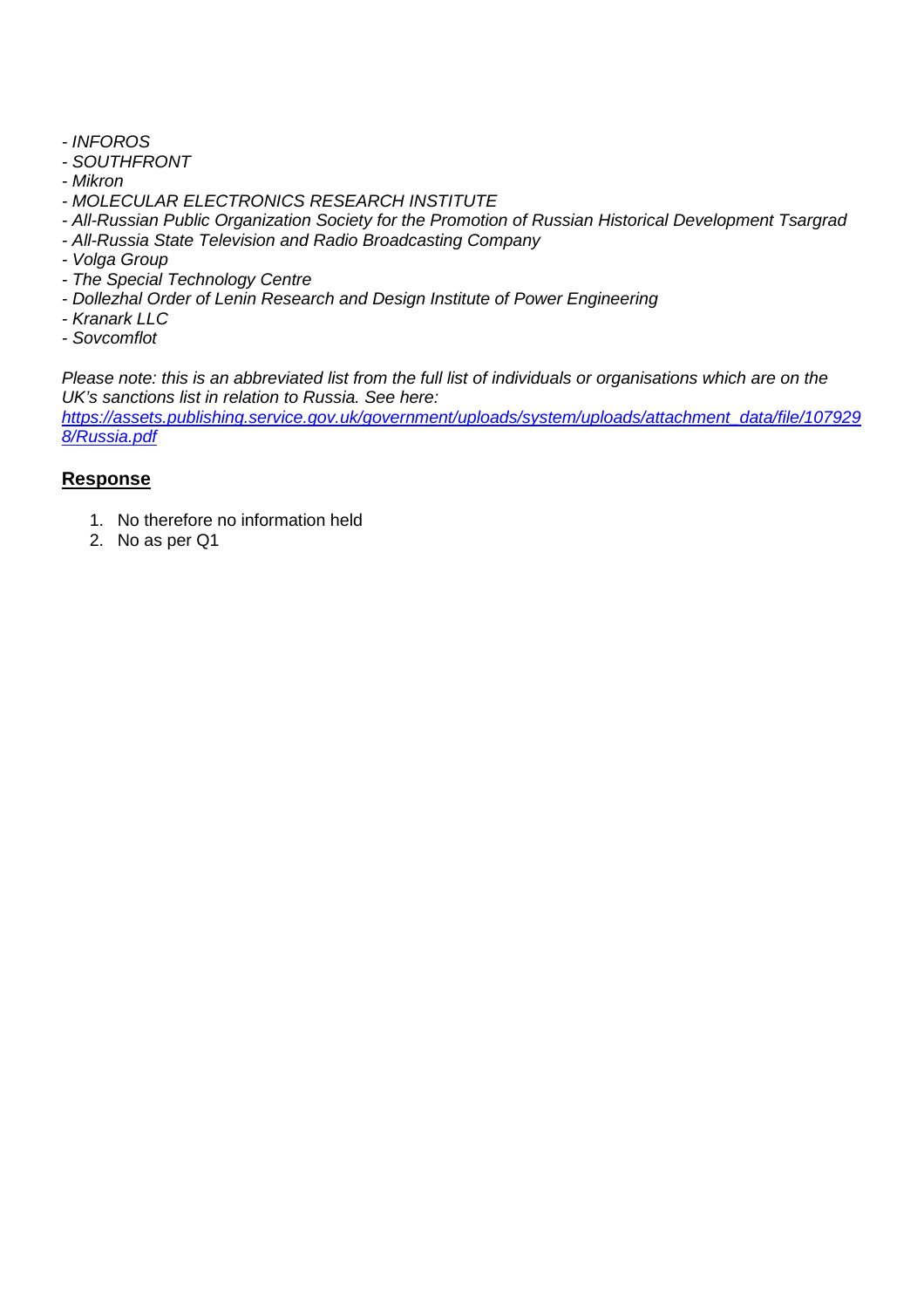- *INFOROS*
- *SOUTHFRONT*
- *Mikron*
- *MOLECULAR ELECTRONICS RESEARCH INSTITUTE*
- *All-Russian Public Organization Society for the Promotion of Russian Historical Development Tsargrad*
- *All-Russia State Television and Radio Broadcasting Company*
- *Volga Group*
- *The Special Technology Centre*
- *Dollezhal Order of Lenin Research and Design Institute of Power Engineering*
- *Kranark LLC*
- *Sovcomflot*

*Please note: this is an abbreviated list from the full list of individuals or organisations which are on the UK's sanctions list in relation to Russia. See here: [https://assets.publishing.service.gov.uk/government/uploads/system/uploads/attachment_data/file/1079298/Russia.pdf](https://assets.publishing.service.gov.uk/government/uploads/system/uploads/attachment_data/file/1079298/Russia.pdf)*

## Response

1. No therefore no information held
2. No as per Q1